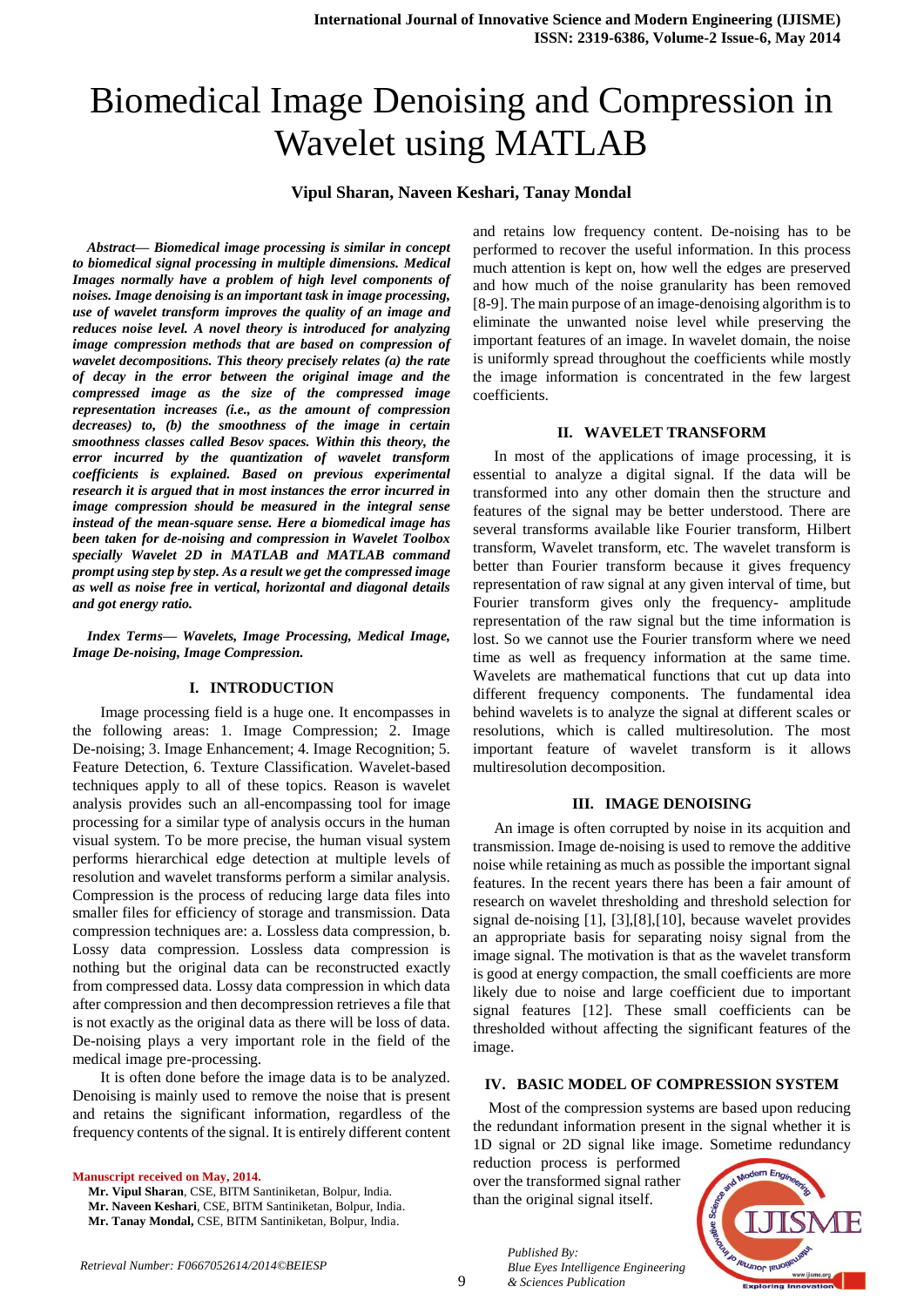# Biomedical Image Denoising and Compression in Wavelet using MATLAB

**Vipul Sharan, Naveen Keshari, Tanay Mondal**

***Abstract— Biomedical image processing is similar in concept to biomedical signal processing in multiple dimensions. Medical Images normally have a problem of high level components of noises. Image denoising is an important task in image processing, use of wavelet transform improves the quality of an image and reduces noise level. A novel theory is introduced for analyzing image compression methods that are based on compression of wavelet decompositions. This theory precisely relates (a) the rate of decay in the error between the original image and the compressed image as the size of the compressed image representation increases (i.e., as the amount of compression decreases) to, (b) the smoothness of the image in certain smoothness classes called Besov spaces. Within this theory, the error incurred by the quantization of wavelet transform coefficients is explained. Based on previous experimental research it is argued that in most instances the error incurred in image compression should be measured in the integral sense instead of the mean-square sense. Here a biomedical image has been taken for de-noising and compression in Wavelet Toolbox specially Wavelet 2D in MATLAB and MATLAB command prompt using step by step. As a result we get the compressed image as well as noise free in vertical, horizontal and diagonal details and got energy ratio.***

***Index Terms— Wavelets, Image Processing, Medical Image, Image De-noising, Image Compression.***

## I. INTRODUCTION

Image processing field is a huge one. It encompasses in the following areas: 1. Image Compression; 2. Image De-noising; 3. Image Enhancement; 4. Image Recognition; 5. Feature Detection, 6. Texture Classification. Wavelet-based techniques apply to all of these topics. Reason is wavelet analysis provides such an all-encompassing tool for image processing for a similar type of analysis occurs in the human visual system. To be more precise, the human visual system performs hierarchical edge detection at multiple levels of resolution and wavelet transforms perform a similar analysis. Compression is the process of reducing large data files into smaller files for efficiency of storage and transmission. Data compression techniques are: a. Lossless data compression, b. Lossy data compression. Lossless data compression is nothing but the original data can be reconstructed exactly from compressed data. Lossy data compression in which data after compression and then decompression retrieves a file that is not exactly as the original data as there will be loss of data. De-noising plays a very important role in the field of the medical image pre-processing.

It is often done before the image data is to be analyzed. Denoising is mainly used to remove the noise that is present and retains the significant information, regardless of the frequency contents of the signal. It is entirely different content and retains low frequency content. De-noising has to be performed to recover the useful information. In this process much attention is kept on, how well the edges are preserved and how much of the noise granularity has been removed [8-9]. The main purpose of an image-denoising algorithm is to eliminate the unwanted noise level while preserving the important features of an image. In wavelet domain, the noise is uniformly spread throughout the coefficients while mostly the image information is concentrated in the few largest coefficients.

**Manuscript received on May, 2014.**

**Mr. Vipul Sharan**, CSE, BITM Santiniketan, Bolpur, India.
**Mr. Naveen Keshari**, CSE, BITM Santiniketan, Bolpur, India.
**Mr. Tanay Mondal,** CSE, BITM Santiniketan, Bolpur, India.

## II. WAVELET TRANSFORM

In most of the applications of image processing, it is essential to analyze a digital signal. If the data will be transformed into any other domain then the structure and features of the signal may be better understood. There are several transforms available like Fourier transform, Hilbert transform, Wavelet transform, etc. The wavelet transform is better than Fourier transform because it gives frequency representation of raw signal at any given interval of time, but Fourier transform gives only the frequency- amplitude representation of the raw signal but the time information is lost. So we cannot use the Fourier transform where we need time as well as frequency information at the same time. Wavelets are mathematical functions that cut up data into different frequency components. The fundamental idea behind wavelets is to analyze the signal at different scales or resolutions, which is called multiresolution. The most important feature of wavelet transform is it allows multiresolution decomposition.

## III. IMAGE DENOISING

An image is often corrupted by noise in its acquition and transmission. Image de-noising is used to remove the additive noise while retaining as much as possible the important signal features. In the recent years there has been a fair amount of research on wavelet thresholding and threshold selection for signal de-noising [1], [3],[8],[10], because wavelet provides an appropriate basis for separating noisy signal from the image signal. The motivation is that as the wavelet transform is good at energy compaction, the small coefficients are more likely due to noise and large coefficient due to important signal features [12]. These small coefficients can be thresholded without affecting the significant features of the image.

## IV. BASIC MODEL OF COMPRESSION SYSTEM

Most of the compression systems are based upon reducing the redundant information present in the signal whether it is 1D signal or 2D signal like image. Sometime redundancy reduction process is performed over the transformed signal rather than the original signal itself.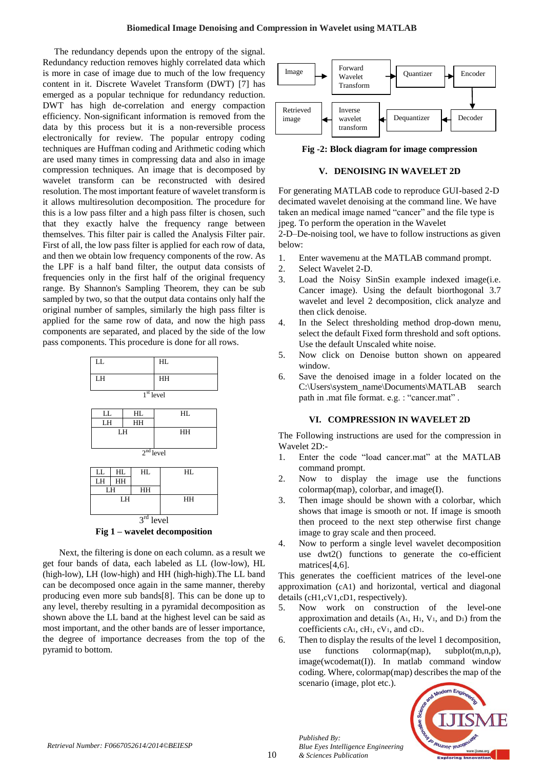The redundancy depends upon the entropy of the signal. Redundancy reduction removes highly correlated data which is more in case of image due to much of the low frequency content in it. Discrete Wavelet Transform (DWT) [7] has emerged as a popular technique for redundancy reduction. DWT has high de-correlation and energy compaction efficiency. Non-significant information is removed from the data by this process but it is a non-reversible process electronically for review. The popular entropy coding techniques are Huffman coding and Arithmetic coding which are used many times in compressing data and also in image compression techniques. An image that is decomposed by wavelet transform can be reconstructed with desired resolution. The most important feature of wavelet transform is it allows multiresolution decomposition. The procedure for this is a low pass filter and a high pass filter is chosen, such that they exactly halve the frequency range between themselves. This filter pair is called the Analysis Filter pair. First of all, the low pass filter is applied for each row of data, and then we obtain low frequency components of the row. As the LPF is a half band filter, the output data consists of frequencies only in the first half of the original frequency range. By Shannon's Sampling Theorem, they can be sub sampled by two, so that the output data contains only half the original number of samples, similarly the high pass filter is applied for the same row of data, and now the high pass components are separated, and placed by the side of the low pass components. This procedure is done for all rows.

| LL | HL |
|---|---|
| LH | HH |

1st level

| LL | HL | HL |
|---|---|---|
| LH | HH | |
| LH | | HH |

2nd level

| LL | HL | HL | HL |
|---|---|---|---|
| LH | HH | | |
| LH | | HH | |
| LH | | | HH |

3rd level

**Fig 1 – wavelet decomposition**

Next, the filtering is done on each column. as a result we get four bands of data, each labeled as LL (low-low), HL (high-low), LH (low-high) and HH (high-high).The LL band can be decomposed once again in the same manner, thereby producing even more sub bands[8]. This can be done up to any level, thereby resulting in a pyramidal decomposition as shown above the LL band at the highest level can be said as most important, and the other bands are of lesser importance, the degree of importance decreases from the top of the pyramid to bottom.

Image → Forward Wavelet Transform → Quantizer → Encoder → Decoder → Dequantizer → Inverse wavelet transform → Retrieved image

**Fig -2: Block diagram for image compression**

## V. DENOISING IN WAVELET 2D

For generating MATLAB code to reproduce GUI-based 2-D decimated wavelet denoising at the command line. We have taken an medical image named "cancer" and the file type is jpeg. To perform the operation in the Wavelet 2-D–De-noising tool, we have to follow instructions as given below:

1. Enter wavemenu at the MATLAB command prompt.
2. Select Wavelet 2-D.
3. Load the Noisy SinSin example indexed image(i.e. Cancer image). Using the default biorthogonal 3.7 wavelet and level 2 decomposition, click analyze and then click denoise.
4. In the Select thresholding method drop-down menu, select the default Fixed form threshold and soft options. Use the default Unscaled white noise.
5. Now click on Denoise button shown on appeared window.
6. Save the denoised image in a folder located on the C:\Users\system_name\Documents\MATLAB search path in .mat file format. e.g. : "cancer.mat" .

## VI. COMPRESSION IN WAVELET 2D

The Following instructions are used for the compression in Wavelet 2D:-

1. Enter the code "load cancer.mat" at the MATLAB command prompt.
2. Now to display the image use the functions colormap(map), colorbar, and image(I).
3. Then image should be shown with a colorbar, which shows that image is smooth or not. If image is smooth then proceed to the next step otherwise first change image to gray scale and then proceed.
4. Now to perform a single level wavelet decomposition use dwt2() functions to generate the co-efficient matrices[4,6].

This generates the coefficient matrices of the level-one approximation (cA1) and horizontal, vertical and diagonal details (cH1,cV1,cD1, respectively).

5. Now work on construction of the level-one approximation and details ($A_1$, $H_1$, $V_1$, and $D_1$) from the coefficients $cA_1$, $cH_1$, $cV_1$, and $cD_1$.
6. Then to display the results of the level 1 decomposition, use functions colormap(map), subplot(m,n,p), image(wcodemat(I)). In matlab command window coding. Where, colormap(map) describes the map of the scenario (image, plot etc.).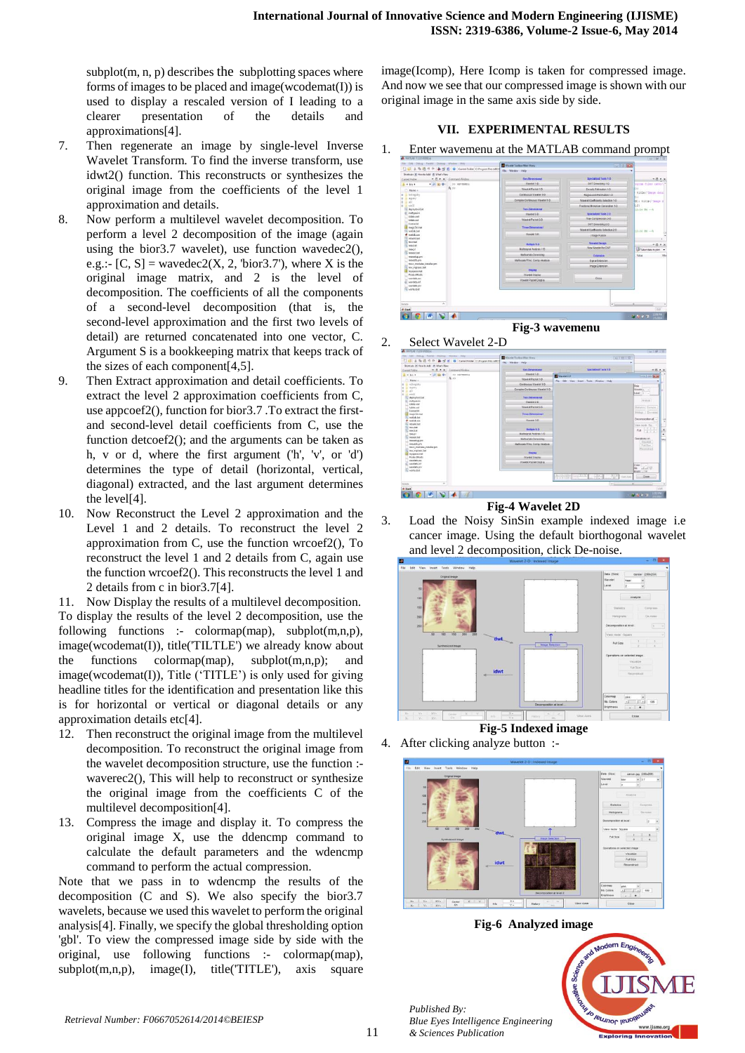subplot(m, n, p) describes the subplotting spaces where forms of images to be placed and image(wcodemat(I)) is used to display a rescaled version of I leading to a clearer presentation of the details and approximations[4].

7. Then regenerate an image by single-level Inverse Wavelet Transform. To find the inverse transform, use idwt2() function. This reconstructs or synthesizes the original image from the coefficients of the level 1 approximation and details.
8. Now perform a multilevel wavelet decomposition. To perform a level 2 decomposition of the image (again using the bior3.7 wavelet), use function wavedec2(), e.g.:- [C, S] = wavedec2(X, 2, 'bior3.7'), where X is the original image matrix, and 2 is the level of decomposition. The coefficients of all the components of a second-level decomposition (that is, the second-level approximation and the first two levels of detail) are returned concatenated into one vector, C. Argument S is a bookkeeping matrix that keeps track of the sizes of each component[4,5].
9. Then Extract approximation and detail coefficients. To extract the level 2 approximation coefficients from C, use appcoef2(), function for bior3.7 .To extract the first- and second-level detail coefficients from C, use the function detcoef2(); and the arguments can be taken as h, v or d, where the first argument ('h', 'v', or 'd') determines the type of detail (horizontal, vertical, diagonal) extracted, and the last argument determines the level[4).
10. Now Reconstruct the Level 2 approximation and the Level 1 and 2 details. To reconstruct the level 2 approximation from C, use the function wrcoef2(), To reconstruct the level 1 and 2 details from C, again use the function wrcoef2(). This reconstructs the level 1 and 2 details from c in bior3.7[4].
11. Now Display the results of a multilevel decomposition. To display the results of the level 2 decomposition, use the following functions :- colormap(map), subplot(m,n,p), image(wcodemat(I)), title('TILTLE') we already know about the functions colormap(map), subplot(m,n,p); and image(wcodemat(I)), Title ('TITLE') is only used for giving headline titles for the identification and presentation like this is for horizontal or vertical or diagonal details or any approximation details etc[4].
12. Then reconstruct the original image from the multilevel decomposition. To reconstruct the original image from the wavelet decomposition structure, use the function :- waverec2(), This will help to reconstruct or synthesize the original image from the coefficients C of the multilevel decomposition[4].
13. Compress the image and display it. To compress the original image X, use the ddencmp command to calculate the default parameters and the wdencmp command to perform the actual compression.

Note that we pass in to wdencmp the results of the decomposition (C and S). We also specify the bior3.7 wavelets, because we used this wavelet to perform the original analysis[4]. Finally, we specify the global thresholding option 'gbl'. To view the compressed image side by side with the original, use following functions :- colormap(map), subplot(m,n,p), image(I), title('TITLE'), axis square image(Icomp), Here Icomp is taken for compressed image. And now we see that our compressed image is shown with our original image in the same axis side by side.

## VII. EXPERIMENTAL RESULTS

1. Enter wavemenu at the MATLAB command prompt

**Fig-3 wavemenu**

2. Select Wavelet 2-D

**Fig-4 Wavelet 2D**

3. Load the Noisy SinSin example indexed image i.e cancer image. Using the default biorthogonal wavelet and level 2 decomposition, click De-noise.

**Fig-5 Indexed image**

4. After clicking analyze button :-

**Fig-6 Analyzed image**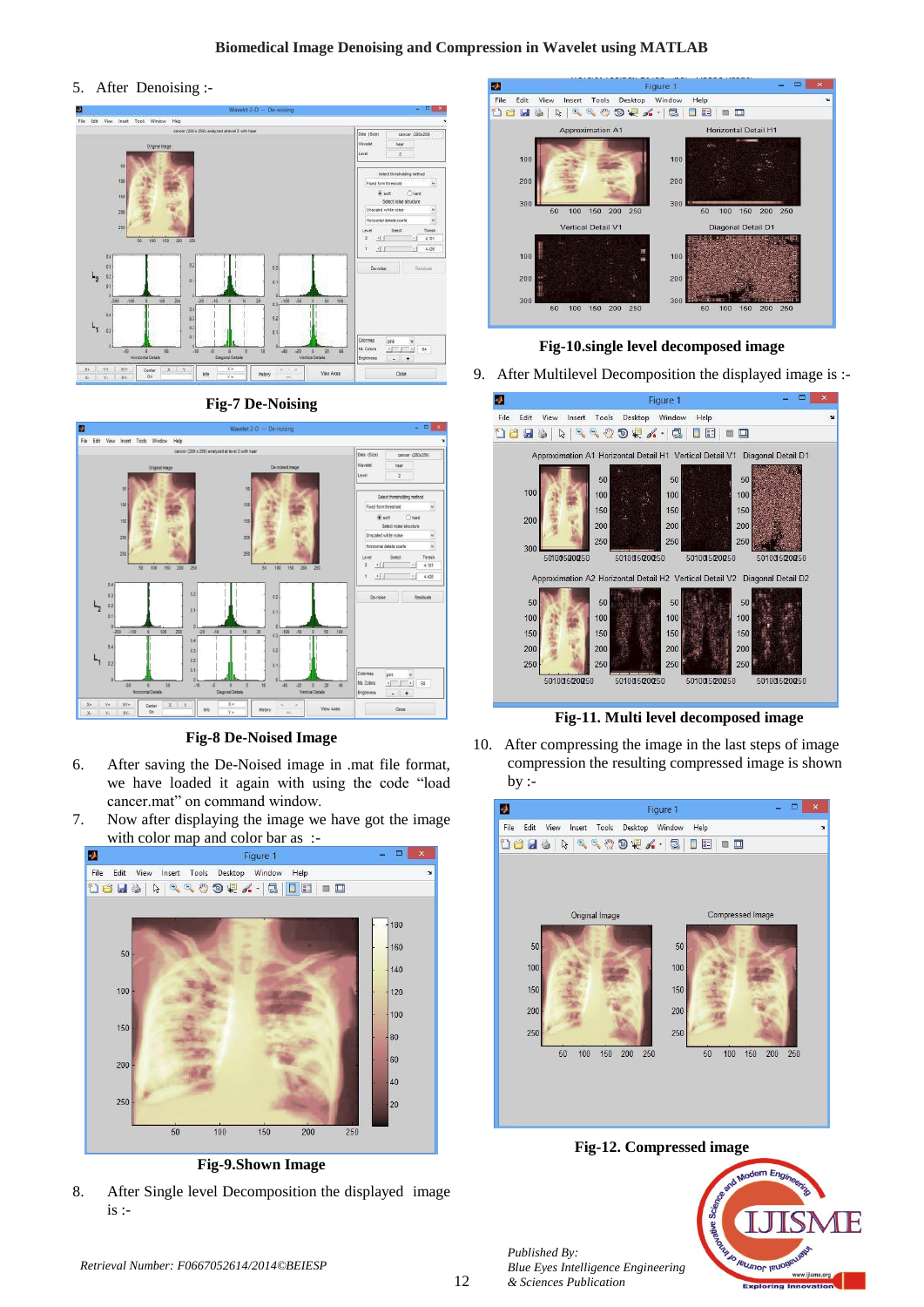5. After Denoising :-

Fig-7 De-Noising

Fig-8 De-Noised Image

6. After saving the De-Noised image in .mat file format, we have loaded it again with using the code "load cancer.mat" on command window.
7. Now after displaying the image we have got the image with color map and color bar as :-

Fig-9.Shown Image

8. After Single level Decomposition the displayed image is :-

Fig-10.single level decomposed image

9. After Multilevel Decomposition the displayed image is :-

Fig-11. Multi level decomposed image

10. After compressing the image in the last steps of image compression the resulting compressed image is shown by :-

Fig-12. Compressed image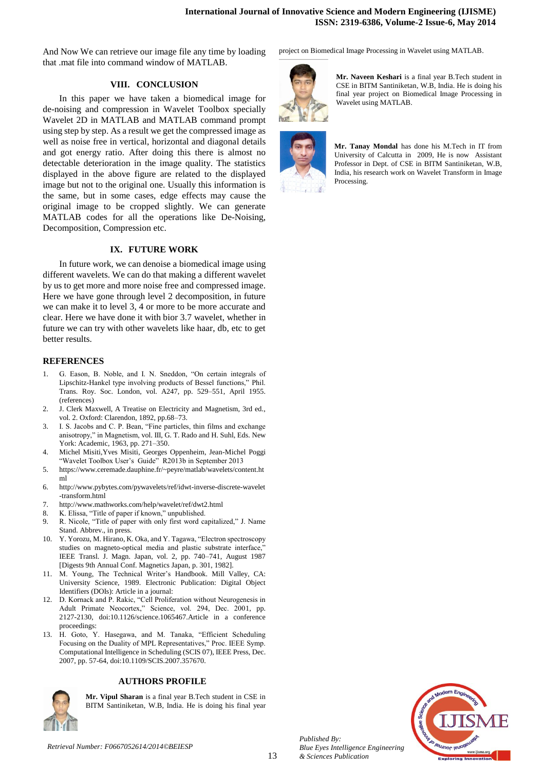And Now We can retrieve our image file any time by loading that .mat file into command window of MATLAB.

## VIII. CONCLUSION

In this paper we have taken a biomedical image for de-noising and compression in Wavelet Toolbox specially Wavelet 2D in MATLAB and MATLAB command prompt using step by step. As a result we get the compressed image as well as noise free in vertical, horizontal and diagonal details and got energy ratio. After doing this there is almost no detectable deterioration in the image quality. The statistics displayed in the above figure are related to the displayed image but not to the original one. Usually this information is the same, but in some cases, edge effects may cause the original image to be cropped slightly. We can generate MATLAB codes for all the operations like De-Noising, Decomposition, Compression etc.

## IX. FUTURE WORK

In future work, we can denoise a biomedical image using different wavelets. We can do that making a different wavelet by us to get more and more noise free and compressed image. Here we have gone through level 2 decomposition, in future we can make it to level 3, 4 or more to be more accurate and clear. Here we have done it with bior 3.7 wavelet, whether in future we can try with other wavelets like haar, db, etc to get better results.

## REFERENCES

1. G. Eason, B. Noble, and I. N. Sneddon, "On certain integrals of Lipschitz-Hankel type involving products of Bessel functions," Phil. Trans. Roy. Soc. London, vol. A247, pp. 529–551, April 1955. (references)
2. J. Clerk Maxwell, A Treatise on Electricity and Magnetism, 3rd ed., vol. 2. Oxford: Clarendon, 1892, pp.68–73.
3. I. S. Jacobs and C. P. Bean, "Fine particles, thin films and exchange anisotropy," in Magnetism, vol. III, G. T. Rado and H. Suhl, Eds. New York: Academic, 1963, pp. 271–350.
4. Michel Misiti,Yves Misiti, Georges Oppenheim, Jean-Michel Poggi "Wavelet Toolbox User's Guide" R2013b in September 2013
5. https://www.ceremade.dauphine.fr/~peyre/matlab/wavelets/content.html
6. http://www.pybytes.com/pywavelets/ref/idwt-inverse-discrete-wavelet-transform.html
7. http://www.mathworks.com/help/wavelet/ref/dwt2.html
8. K. Elissa, "Title of paper if known," unpublished.
9. R. Nicole, "Title of paper with only first word capitalized," J. Name Stand. Abbrev., in press.
10. Y. Yorozu, M. Hirano, K. Oka, and Y. Tagawa, "Electron spectroscopy studies on magneto-optical media and plastic substrate interface," IEEE Transl. J. Magn. Japan, vol. 2, pp. 740–741, August 1987 [Digests 9th Annual Conf. Magnetics Japan, p. 301, 1982].
11. M. Young, The Technical Writer's Handbook. Mill Valley, CA: University Science, 1989. Electronic Publication: Digital Object Identifiers (DOIs): Article in a journal:
12. D. Kornack and P. Rakic, "Cell Proliferation without Neurogenesis in Adult Primate Neocortex," Science, vol. 294, Dec. 2001, pp. 2127-2130, doi:10.1126/science.1065467.Article in a conference proceedings:
13. H. Goto, Y. Hasegawa, and M. Tanaka, "Efficient Scheduling Focusing on the Duality of MPL Representatives," Proc. IEEE Symp. Computational Intelligence in Scheduling (SCIS 07), IEEE Press, Dec. 2007, pp. 57-64, doi:10.1109/SCIS.2007.357670.

## AUTHORS PROFILE

**Mr. Vipul Sharan** is a final year B.Tech student in CSE in BITM Santiniketan, W.B, India. He is doing his final year project on Biomedical Image Processing in Wavelet using MATLAB.

**Mr. Naveen Keshari** is a final year B.Tech student in CSE in BITM Santiniketan, W.B, India. He is doing his final year project on Biomedical Image Processing in Wavelet using MATLAB.

**Mr. Tanay Mondal** has done his M.Tech in IT from University of Calcutta in 2009, He is now Assistant Professor in Dept. of CSE in BITM Santiniketan, W.B, India, his research work on Wavelet Transform in Image Processing.